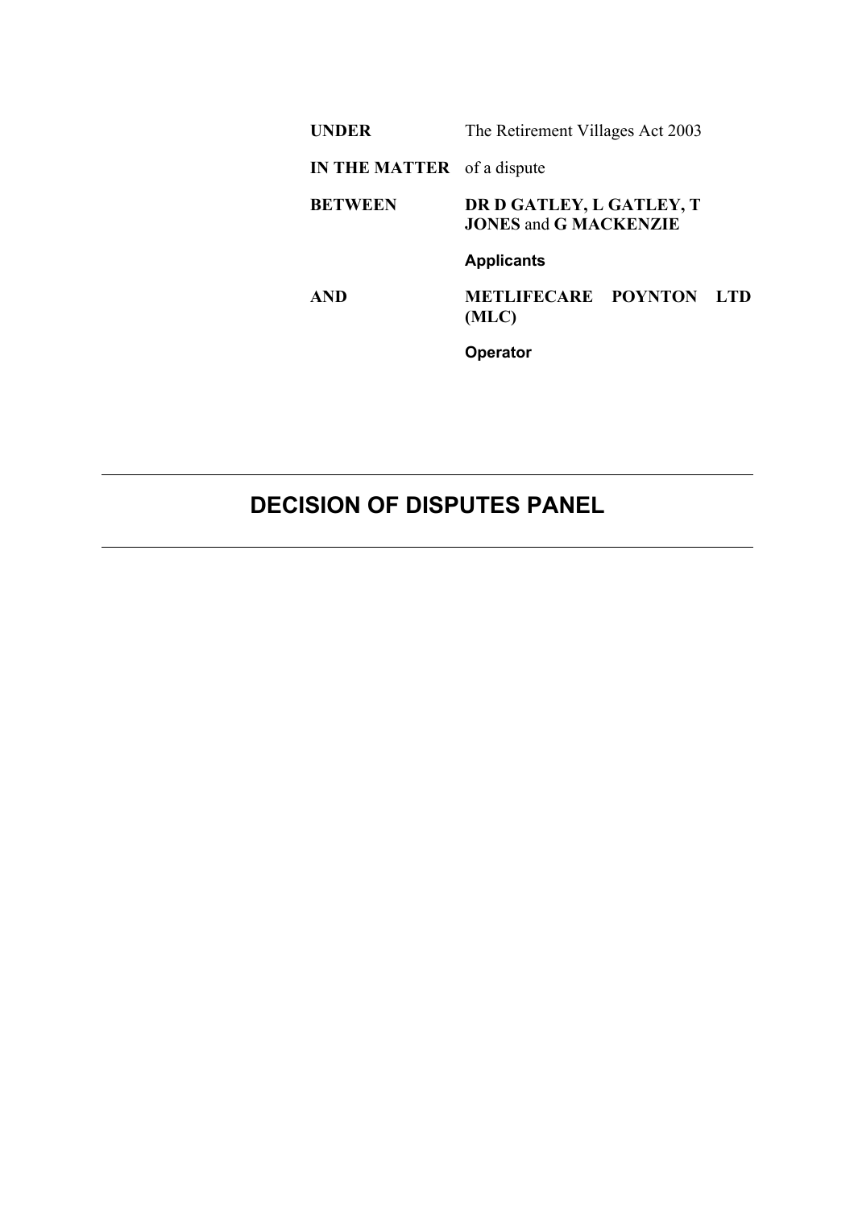| | |
|---|---|
| **UNDER** | The Retirement Villages Act 2003 |
| **IN THE MATTER** | of a dispute |
| **BETWEEN** | **DR D GATLEY, L GATLEY, T JONES** and **G MACKENZIE** |
| | **Applicants** |
| **AND** | **METLIFECARE POYNTON LTD (MLC)** |
| | **Operator** |

---

# DECISION OF DISPUTES PANEL

---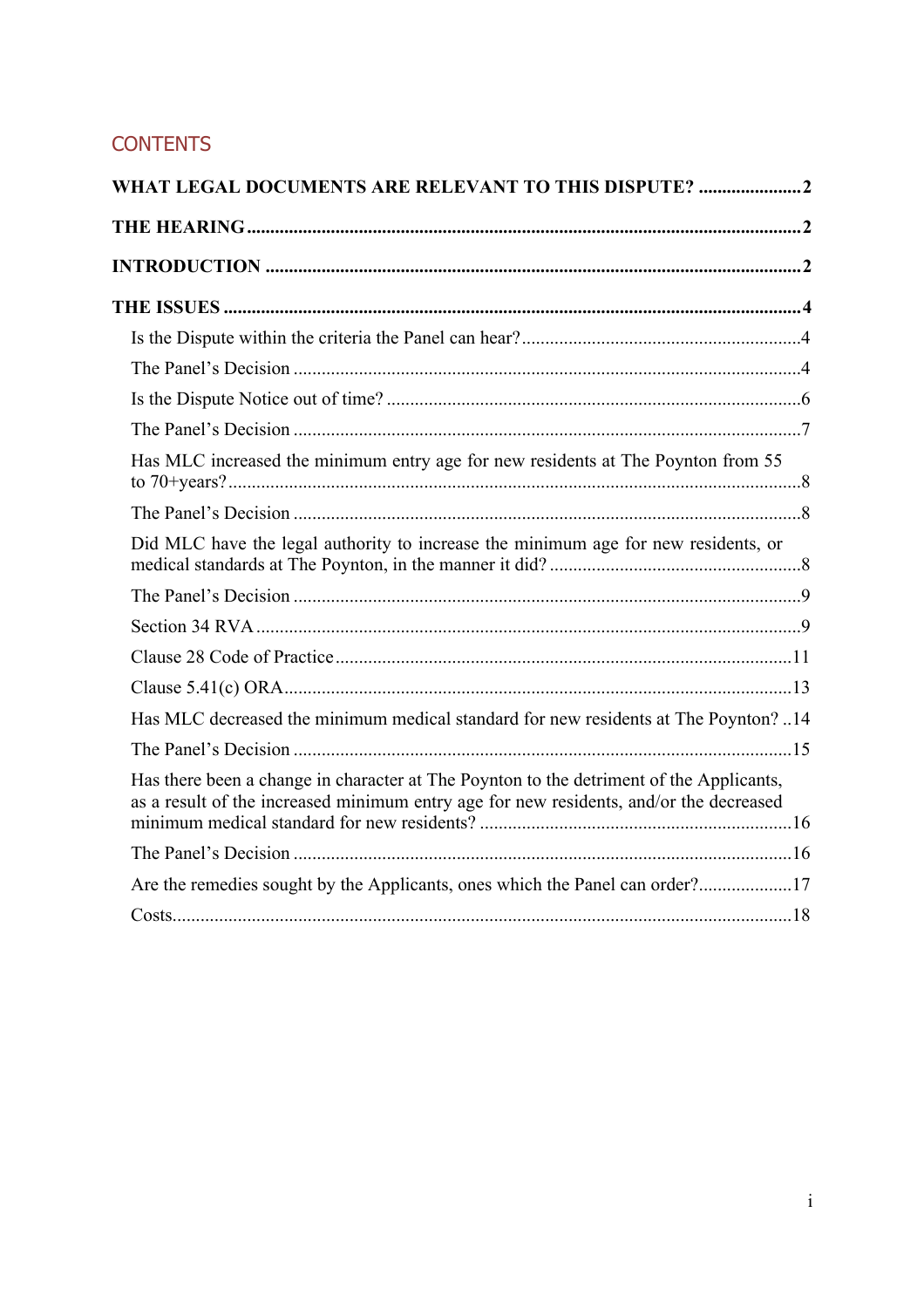## CONTENTS

**WHAT LEGAL DOCUMENTS ARE RELEVANT TO THIS DISPUTE?** ...................... **2**

**THE HEARING** ...................................................................................................... **2**

**INTRODUCTION** ................................................................................................. **2**

**THE ISSUES** ......................................................................................................... **4**

- Is the Dispute within the criteria the Panel can hear? ........................................................... 4
- The Panel's Decision ........................................................................................................... 4
- Is the Dispute Notice out of time? ........................................................................................ 6
- The Panel's Decision ........................................................................................................... 7
- Has MLC increased the minimum entry age for new residents at The Poynton from 55 to 70+years? .......................................................................................................................... 8
- The Panel's Decision ........................................................................................................... 8
- Did MLC have the legal authority to increase the minimum age for new residents, or medical standards at The Poynton, in the manner it did? ...................................................... 8
- The Panel's Decision ........................................................................................................... 9
- Section 34 RVA .................................................................................................................... 9
- Clause 28 Code of Practice ................................................................................................. 11
- Clause 5.41(c) ORA ............................................................................................................ 13
- Has MLC decreased the minimum medical standard for new residents at The Poynton? .. 14
- The Panel's Decision .......................................................................................................... 15
- Has there been a change in character at The Poynton to the detriment of the Applicants, as a result of the increased minimum entry age for new residents, and/or the decreased minimum medical standard for new residents? ................................................................... 16
- The Panel's Decision .......................................................................................................... 16
- Are the remedies sought by the Applicants, ones which the Panel can order? .................... 17
- Costs.................................................................................................................................... 18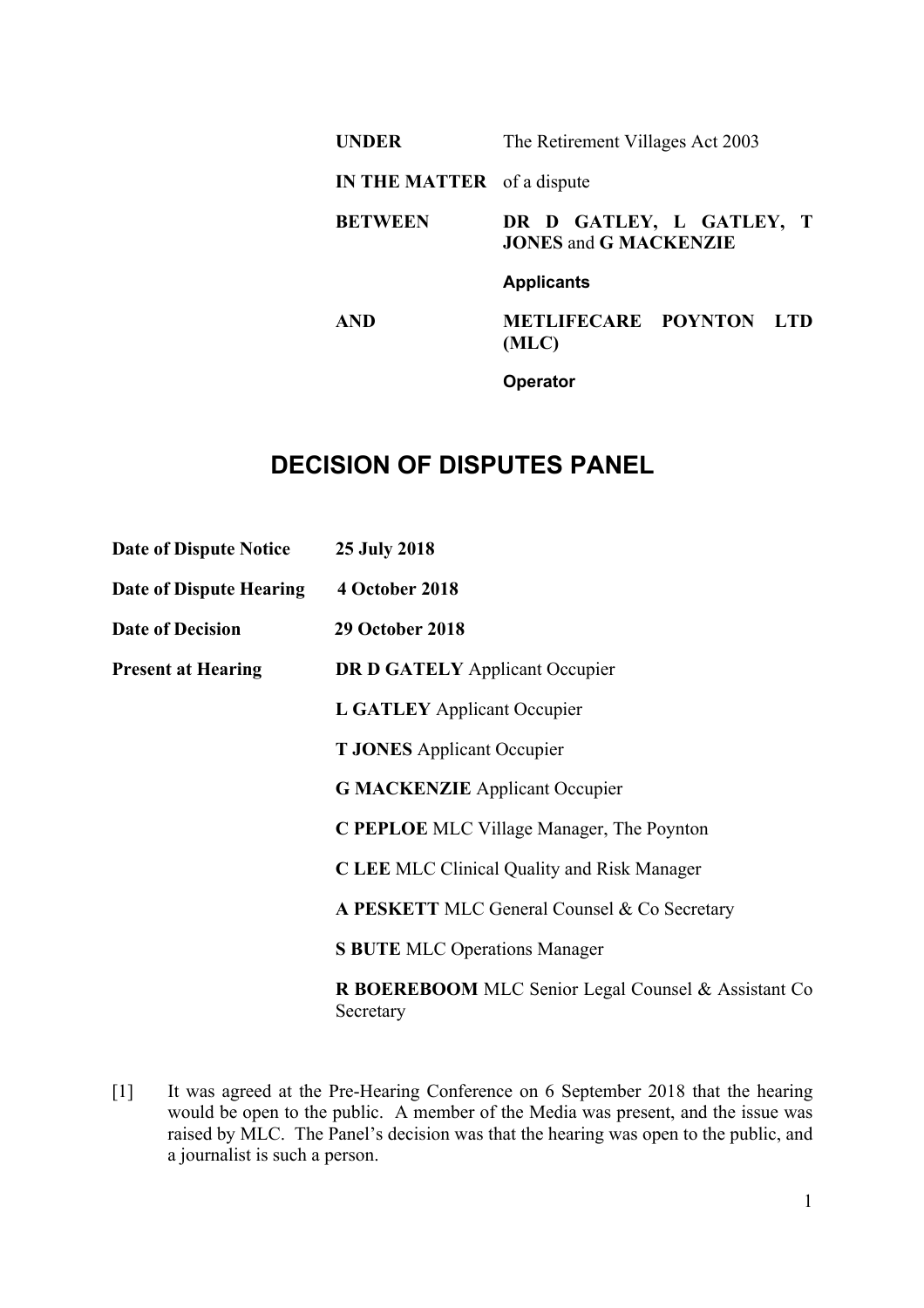| | |
|---|---|
| **UNDER** | The Retirement Villages Act 2003 |
| **IN THE MATTER** | of a dispute |
| **BETWEEN** | **DR D GATLEY, L GATLEY, T JONES** and **G MACKENZIE** |
| | **Applicants** |
| **AND** | **METLIFECARE POYNTON LTD (MLC)** |
| | **Operator** |

# DECISION OF DISPUTES PANEL

| | |
|---|---|
| **Date of Dispute Notice** | **25 July 2018** |
| **Date of Dispute Hearing** | **4 October 2018** |
| **Date of Decision** | **29 October 2018** |
| **Present at Hearing** | **DR D GATELY** Applicant Occupier |
| | **L GATLEY** Applicant Occupier |
| | **T JONES** Applicant Occupier |
| | **G MACKENZIE** Applicant Occupier |
| | **C PEPLOE** MLC Village Manager, The Poynton |
| | **C LEE** MLC Clinical Quality and Risk Manager |
| | **A PESKETT** MLC General Counsel & Co Secretary |
| | **S BUTE** MLC Operations Manager |
| | **R BOEREBOOM** MLC Senior Legal Counsel & Assistant Co Secretary |

[1] It was agreed at the Pre-Hearing Conference on 6 September 2018 that the hearing would be open to the public. A member of the Media was present, and the issue was raised by MLC. The Panel's decision was that the hearing was open to the public, and a journalist is such a person.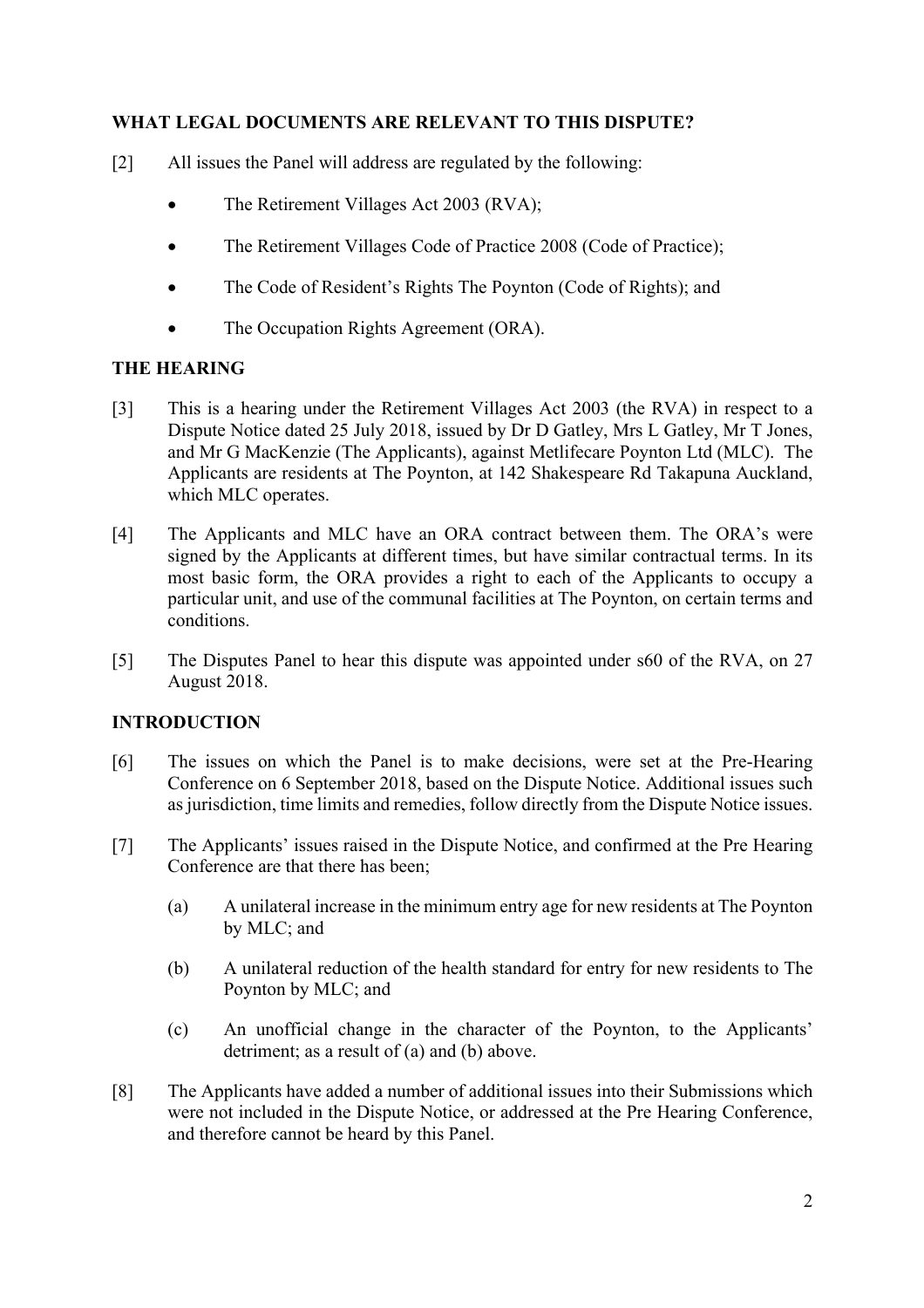## WHAT LEGAL DOCUMENTS ARE RELEVANT TO THIS DISPUTE?

[2] All issues the Panel will address are regulated by the following:

- The Retirement Villages Act 2003 (RVA);
- The Retirement Villages Code of Practice 2008 (Code of Practice);
- The Code of Resident's Rights The Poynton (Code of Rights); and
- The Occupation Rights Agreement (ORA).

## THE HEARING

[3] This is a hearing under the Retirement Villages Act 2003 (the RVA) in respect to a Dispute Notice dated 25 July 2018, issued by Dr D Gatley, Mrs L Gatley, Mr T Jones, and Mr G MacKenzie (The Applicants), against Metlifecare Poynton Ltd (MLC). The Applicants are residents at The Poynton, at 142 Shakespeare Rd Takapuna Auckland, which MLC operates.

[4] The Applicants and MLC have an ORA contract between them. The ORA's were signed by the Applicants at different times, but have similar contractual terms. In its most basic form, the ORA provides a right to each of the Applicants to occupy a particular unit, and use of the communal facilities at The Poynton, on certain terms and conditions.

[5] The Disputes Panel to hear this dispute was appointed under s60 of the RVA, on 27 August 2018.

## INTRODUCTION

[6] The issues on which the Panel is to make decisions, were set at the Pre-Hearing Conference on 6 September 2018, based on the Dispute Notice. Additional issues such as jurisdiction, time limits and remedies, follow directly from the Dispute Notice issues.

[7] The Applicants' issues raised in the Dispute Notice, and confirmed at the Pre Hearing Conference are that there has been;

(a) A unilateral increase in the minimum entry age for new residents at The Poynton by MLC; and

(b) A unilateral reduction of the health standard for entry for new residents to The Poynton by MLC; and

(c) An unofficial change in the character of the Poynton, to the Applicants' detriment; as a result of (a) and (b) above.

[8] The Applicants have added a number of additional issues into their Submissions which were not included in the Dispute Notice, or addressed at the Pre Hearing Conference, and therefore cannot be heard by this Panel.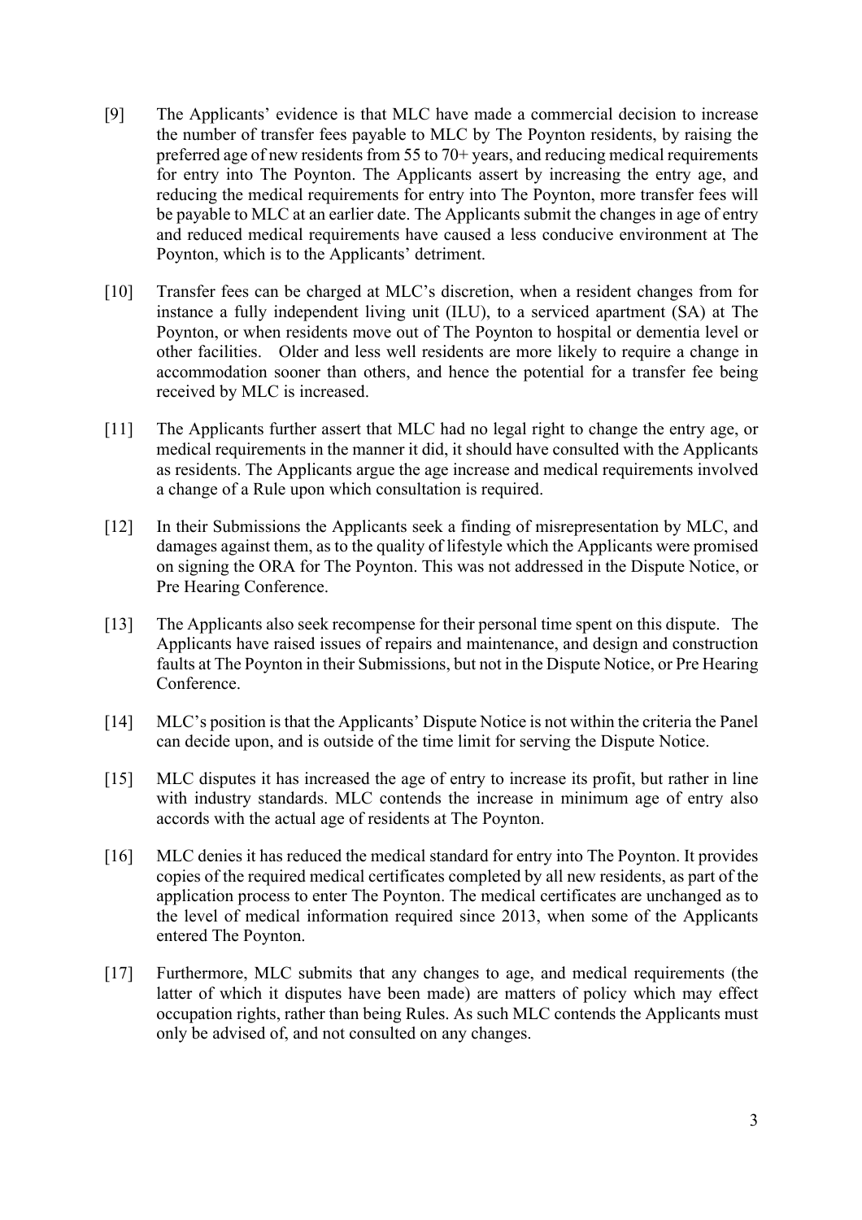[9] The Applicants' evidence is that MLC have made a commercial decision to increase the number of transfer fees payable to MLC by The Poynton residents, by raising the preferred age of new residents from 55 to 70+ years, and reducing medical requirements for entry into The Poynton. The Applicants assert by increasing the entry age, and reducing the medical requirements for entry into The Poynton, more transfer fees will be payable to MLC at an earlier date. The Applicants submit the changes in age of entry and reduced medical requirements have caused a less conducive environment at The Poynton, which is to the Applicants' detriment.

[10] Transfer fees can be charged at MLC's discretion, when a resident changes from for instance a fully independent living unit (ILU), to a serviced apartment (SA) at The Poynton, or when residents move out of The Poynton to hospital or dementia level or other facilities. Older and less well residents are more likely to require a change in accommodation sooner than others, and hence the potential for a transfer fee being received by MLC is increased.

[11] The Applicants further assert that MLC had no legal right to change the entry age, or medical requirements in the manner it did, it should have consulted with the Applicants as residents. The Applicants argue the age increase and medical requirements involved a change of a Rule upon which consultation is required.

[12] In their Submissions the Applicants seek a finding of misrepresentation by MLC, and damages against them, as to the quality of lifestyle which the Applicants were promised on signing the ORA for The Poynton. This was not addressed in the Dispute Notice, or Pre Hearing Conference.

[13] The Applicants also seek recompense for their personal time spent on this dispute. The Applicants have raised issues of repairs and maintenance, and design and construction faults at The Poynton in their Submissions, but not in the Dispute Notice, or Pre Hearing Conference.

[14] MLC's position is that the Applicants' Dispute Notice is not within the criteria the Panel can decide upon, and is outside of the time limit for serving the Dispute Notice.

[15] MLC disputes it has increased the age of entry to increase its profit, but rather in line with industry standards. MLC contends the increase in minimum age of entry also accords with the actual age of residents at The Poynton.

[16] MLC denies it has reduced the medical standard for entry into The Poynton. It provides copies of the required medical certificates completed by all new residents, as part of the application process to enter The Poynton. The medical certificates are unchanged as to the level of medical information required since 2013, when some of the Applicants entered The Poynton.

[17] Furthermore, MLC submits that any changes to age, and medical requirements (the latter of which it disputes have been made) are matters of policy which may effect occupation rights, rather than being Rules. As such MLC contends the Applicants must only be advised of, and not consulted on any changes.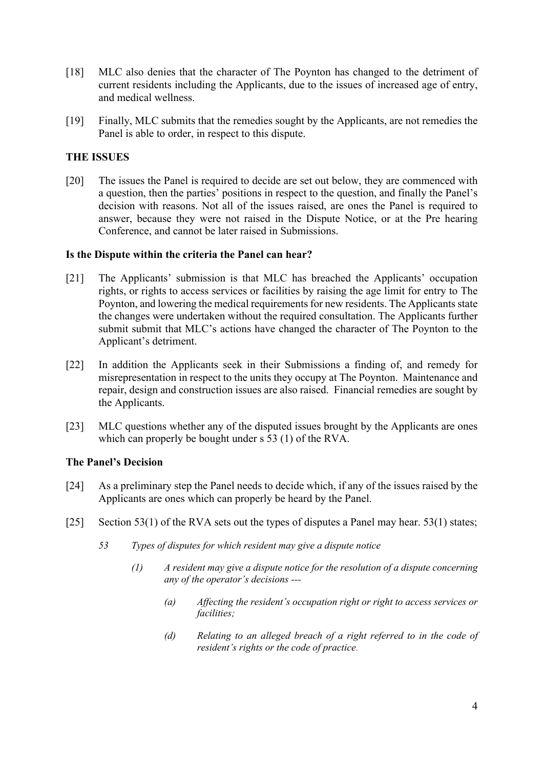[18] MLC also denies that the character of The Poynton has changed to the detriment of current residents including the Applicants, due to the issues of increased age of entry, and medical wellness.

[19] Finally, MLC submits that the remedies sought by the Applicants, are not remedies the Panel is able to order, in respect to this dispute.

## THE ISSUES

[20] The issues the Panel is required to decide are set out below, they are commenced with a question, then the parties' positions in respect to the question, and finally the Panel's decision with reasons. Not all of the issues raised, are ones the Panel is required to answer, because they were not raised in the Dispute Notice, or at the Pre hearing Conference, and cannot be later raised in Submissions.

### Is the Dispute within the criteria the Panel can hear?

[21] The Applicants' submission is that MLC has breached the Applicants' occupation rights, or rights to access services or facilities by raising the age limit for entry to The Poynton, and lowering the medical requirements for new residents. The Applicants state the changes were undertaken without the required consultation. The Applicants further submit submit that MLC's actions have changed the character of The Poynton to the Applicant's detriment.

[22] In addition the Applicants seek in their Submissions a finding of, and remedy for misrepresentation in respect to the units they occupy at The Poynton. Maintenance and repair, design and construction issues are also raised. Financial remedies are sought by the Applicants.

[23] MLC questions whether any of the disputed issues brought by the Applicants are ones which can properly be bought under s 53 (1) of the RVA.

### The Panel's Decision

[24] As a preliminary step the Panel needs to decide which, if any of the issues raised by the Applicants are ones which can properly be heard by the Panel.

[25] Section 53(1) of the RVA sets out the types of disputes a Panel may hear. 53(1) states;

> *53 Types of disputes for which resident may give a dispute notice*
>
> *(1) A resident may give a dispute notice for the resolution of a dispute concerning any of the operator's decisions ---*
>
> *(a) Affecting the resident's occupation right or right to access services or facilities;*
>
> *(d) Relating to an alleged breach of a right referred to in the code of resident's rights or the code of practice.*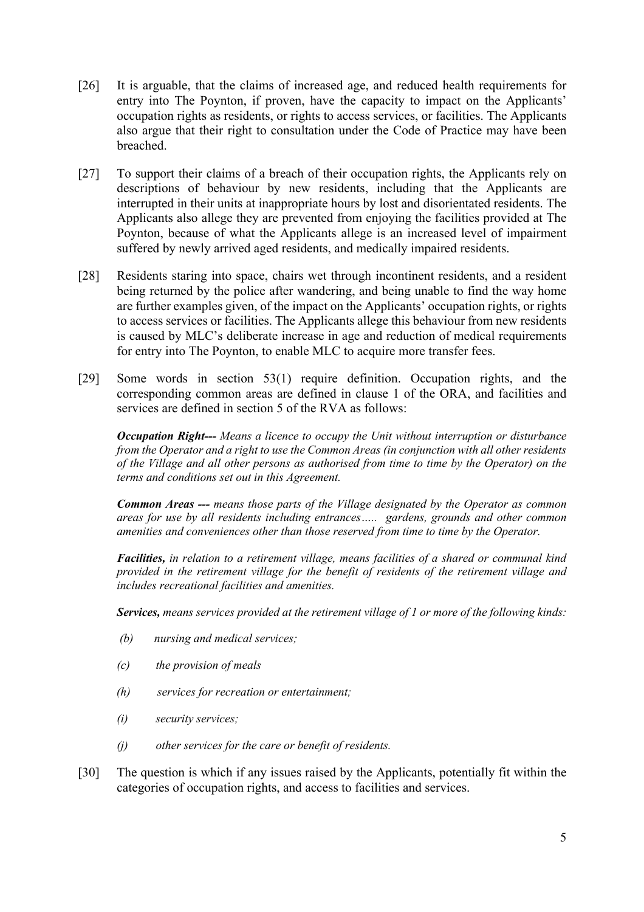[26] It is arguable, that the claims of increased age, and reduced health requirements for entry into The Poynton, if proven, have the capacity to impact on the Applicants' occupation rights as residents, or rights to access services, or facilities. The Applicants also argue that their right to consultation under the Code of Practice may have been breached.

[27] To support their claims of a breach of their occupation rights, the Applicants rely on descriptions of behaviour by new residents, including that the Applicants are interrupted in their units at inappropriate hours by lost and disorientated residents. The Applicants also allege they are prevented from enjoying the facilities provided at The Poynton, because of what the Applicants allege is an increased level of impairment suffered by newly arrived aged residents, and medically impaired residents.

[28] Residents staring into space, chairs wet through incontinent residents, and a resident being returned by the police after wandering, and being unable to find the way home are further examples given, of the impact on the Applicants' occupation rights, or rights to access services or facilities. The Applicants allege this behaviour from new residents is caused by MLC's deliberate increase in age and reduction of medical requirements for entry into The Poynton, to enable MLC to acquire more transfer fees.

[29] Some words in section 53(1) require definition. Occupation rights, and the corresponding common areas are defined in clause 1 of the ORA, and facilities and services are defined in section 5 of the RVA as follows:

> ***Occupation Right---*** *Means a licence to occupy the Unit without interruption or disturbance from the Operator and a right to use the Common Areas (in conjunction with all other residents of the Village and all other persons as authorised from time to time by the Operator) on the terms and conditions set out in this Agreement.*
>
> ***Common Areas ---*** *means those parts of the Village designated by the Operator as common areas for use by all residents including entrances….. gardens, grounds and other common amenities and conveniences other than those reserved from time to time by the Operator.*
>
> ***Facilities,*** *in relation to a retirement village, means facilities of a shared or communal kind provided in the retirement village for the benefit of residents of the retirement village and includes recreational facilities and amenities.*
>
> ***Services,*** *means services provided at the retirement village of 1 or more of the following kinds:*
>
> *(b) nursing and medical services;*
>
> *(c) the provision of meals*
>
> *(h) services for recreation or entertainment;*
>
> *(i) security services;*
>
> *(j) other services for the care or benefit of residents.*

[30] The question is which if any issues raised by the Applicants, potentially fit within the categories of occupation rights, and access to facilities and services.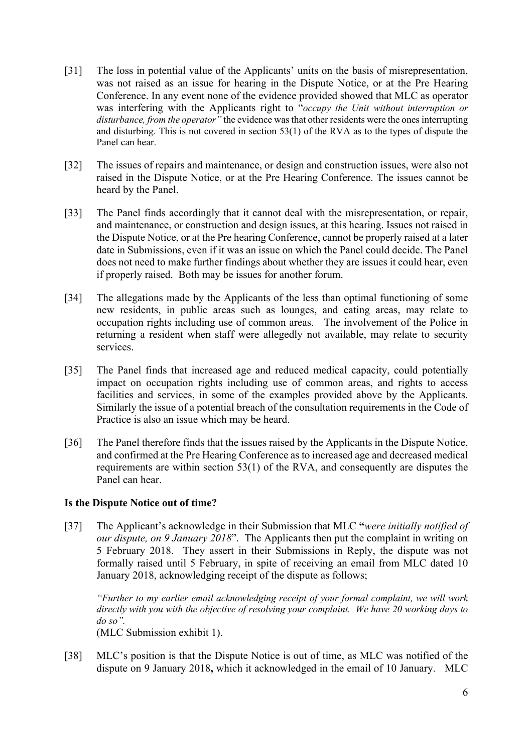[31] The loss in potential value of the Applicants' units on the basis of misrepresentation, was not raised as an issue for hearing in the Dispute Notice, or at the Pre Hearing Conference. In any event none of the evidence provided showed that MLC as operator was interfering with the Applicants right to "*occupy the Unit without interruption or disturbance, from the operator"* the evidence was that other residents were the ones interrupting and disturbing. This is not covered in section 53(1) of the RVA as to the types of dispute the Panel can hear.

[32] The issues of repairs and maintenance, or design and construction issues, were also not raised in the Dispute Notice, or at the Pre Hearing Conference. The issues cannot be heard by the Panel.

[33] The Panel finds accordingly that it cannot deal with the misrepresentation, or repair, and maintenance, or construction and design issues, at this hearing. Issues not raised in the Dispute Notice, or at the Pre hearing Conference, cannot be properly raised at a later date in Submissions, even if it was an issue on which the Panel could decide. The Panel does not need to make further findings about whether they are issues it could hear, even if properly raised. Both may be issues for another forum.

[34] The allegations made by the Applicants of the less than optimal functioning of some new residents, in public areas such as lounges, and eating areas, may relate to occupation rights including use of common areas. The involvement of the Police in returning a resident when staff were allegedly not available, may relate to security services.

[35] The Panel finds that increased age and reduced medical capacity, could potentially impact on occupation rights including use of common areas, and rights to access facilities and services, in some of the examples provided above by the Applicants. Similarly the issue of a potential breach of the consultation requirements in the Code of Practice is also an issue which may be heard.

[36] The Panel therefore finds that the issues raised by the Applicants in the Dispute Notice, and confirmed at the Pre Hearing Conference as to increased age and decreased medical requirements are within section 53(1) of the RVA, and consequently are disputes the Panel can hear.

**Is the Dispute Notice out of time?**

[37] The Applicant's acknowledge in their Submission that MLC **"***were initially notified of our dispute, on 9 January 2018*". The Applicants then put the complaint in writing on 5 February 2018. They assert in their Submissions in Reply, the dispute was not formally raised until 5 February, in spite of receiving an email from MLC dated 10 January 2018, acknowledging receipt of the dispute as follows;

*"Further to my earlier email acknowledging receipt of your formal complaint, we will work directly with you with the objective of resolving your complaint. We have 20 working days to do so".*
(MLC Submission exhibit 1).

[38] MLC's position is that the Dispute Notice is out of time, as MLC was notified of the dispute on 9 January 2018**,** which it acknowledged in the email of 10 January. MLC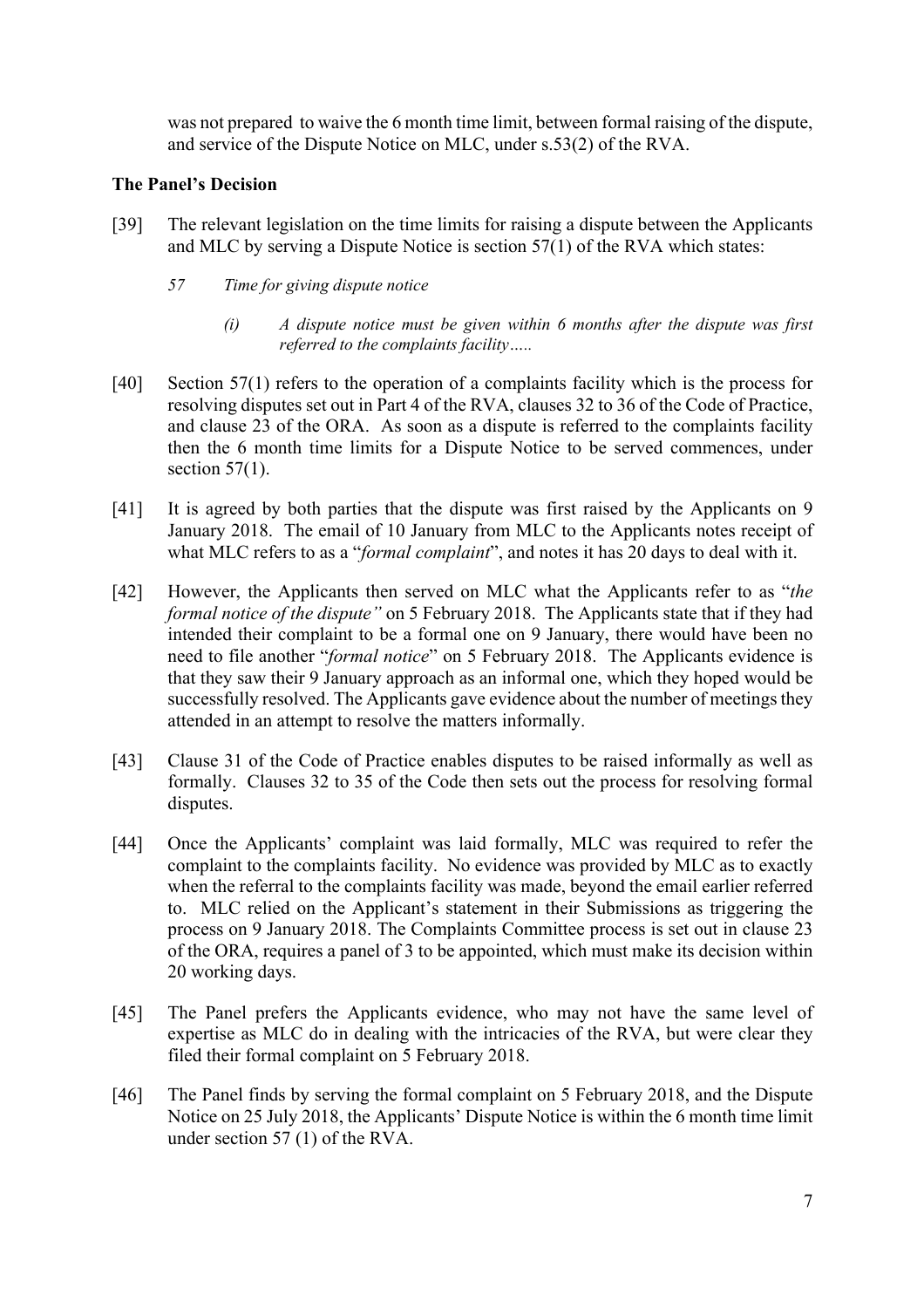was not prepared to waive the 6 month time limit, between formal raising of the dispute, and service of the Dispute Notice on MLC, under s.53(2) of the RVA.

**The Panel's Decision**

[39] The relevant legislation on the time limits for raising a dispute between the Applicants and MLC by serving a Dispute Notice is section 57(1) of the RVA which states:

> *57 Time for giving dispute notice*
>
> *(i) A dispute notice must be given within 6 months after the dispute was first referred to the complaints facility…..*

[40] Section 57(1) refers to the operation of a complaints facility which is the process for resolving disputes set out in Part 4 of the RVA, clauses 32 to 36 of the Code of Practice, and clause 23 of the ORA. As soon as a dispute is referred to the complaints facility then the 6 month time limits for a Dispute Notice to be served commences, under section 57(1).

[41] It is agreed by both parties that the dispute was first raised by the Applicants on 9 January 2018. The email of 10 January from MLC to the Applicants notes receipt of what MLC refers to as a "*formal complaint*", and notes it has 20 days to deal with it.

[42] However, the Applicants then served on MLC what the Applicants refer to as "*the formal notice of the dispute"* on 5 February 2018. The Applicants state that if they had intended their complaint to be a formal one on 9 January, there would have been no need to file another "*formal notice*" on 5 February 2018. The Applicants evidence is that they saw their 9 January approach as an informal one, which they hoped would be successfully resolved. The Applicants gave evidence about the number of meetings they attended in an attempt to resolve the matters informally.

[43] Clause 31 of the Code of Practice enables disputes to be raised informally as well as formally. Clauses 32 to 35 of the Code then sets out the process for resolving formal disputes.

[44] Once the Applicants' complaint was laid formally, MLC was required to refer the complaint to the complaints facility. No evidence was provided by MLC as to exactly when the referral to the complaints facility was made, beyond the email earlier referred to. MLC relied on the Applicant's statement in their Submissions as triggering the process on 9 January 2018. The Complaints Committee process is set out in clause 23 of the ORA, requires a panel of 3 to be appointed, which must make its decision within 20 working days.

[45] The Panel prefers the Applicants evidence, who may not have the same level of expertise as MLC do in dealing with the intricacies of the RVA, but were clear they filed their formal complaint on 5 February 2018.

[46] The Panel finds by serving the formal complaint on 5 February 2018, and the Dispute Notice on 25 July 2018, the Applicants' Dispute Notice is within the 6 month time limit under section 57 (1) of the RVA.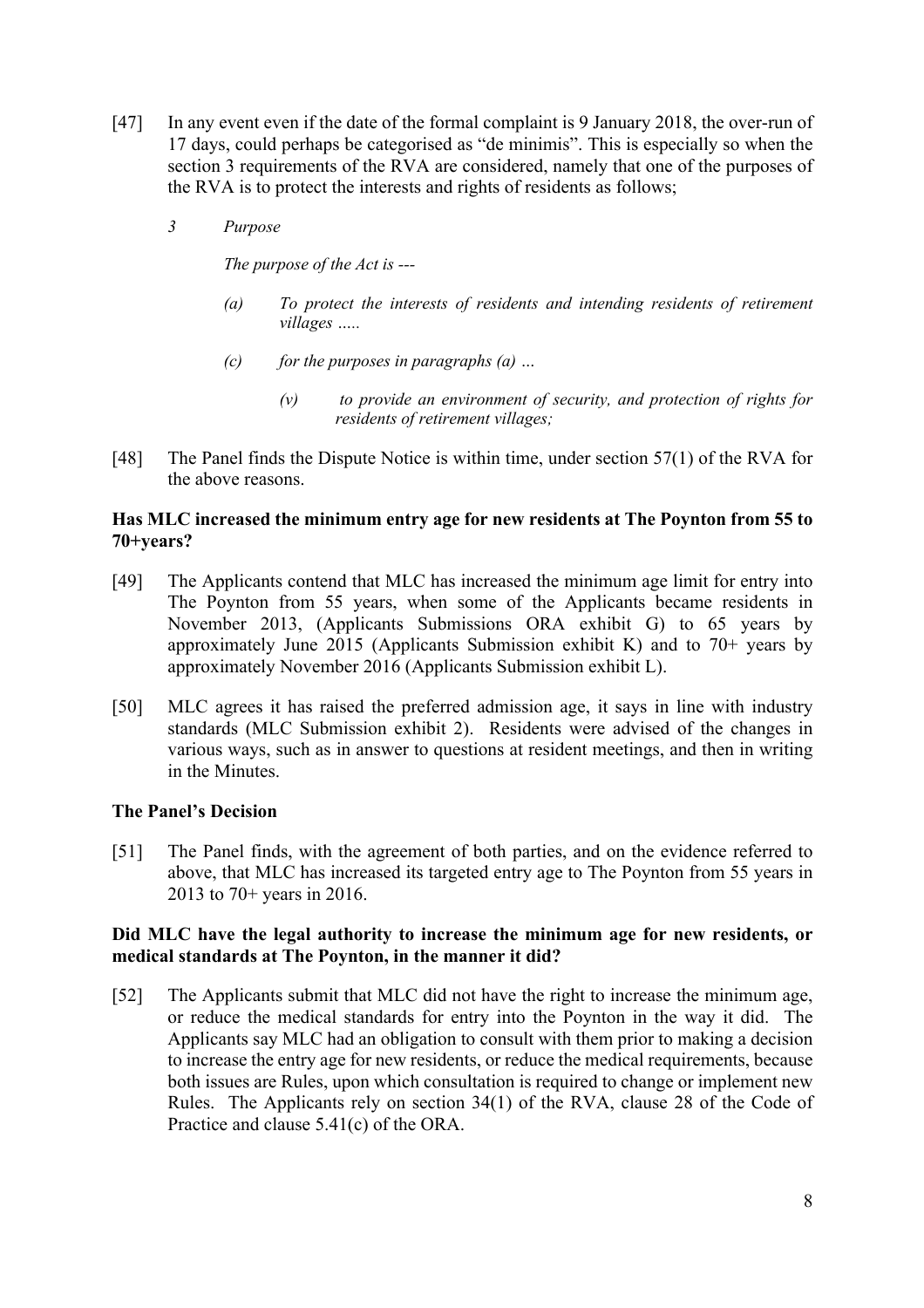[47] In any event even if the date of the formal complaint is 9 January 2018, the over-run of 17 days, could perhaps be categorised as "de minimis". This is especially so when the section 3 requirements of the RVA are considered, namely that one of the purposes of the RVA is to protect the interests and rights of residents as follows;

> *3 Purpose*
>
> *The purpose of the Act is ---*
>
> *(a) To protect the interests of residents and intending residents of retirement villages .....*
>
> *(c) for the purposes in paragraphs (a) ...*
>
> *(v) to provide an environment of security, and protection of rights for residents of retirement villages;*

[48] The Panel finds the Dispute Notice is within time, under section 57(1) of the RVA for the above reasons.

**Has MLC increased the minimum entry age for new residents at The Poynton from 55 to 70+years?**

[49] The Applicants contend that MLC has increased the minimum age limit for entry into The Poynton from 55 years, when some of the Applicants became residents in November 2013, (Applicants Submissions ORA exhibit G) to 65 years by approximately June 2015 (Applicants Submission exhibit K) and to 70+ years by approximately November 2016 (Applicants Submission exhibit L).

[50] MLC agrees it has raised the preferred admission age, it says in line with industry standards (MLC Submission exhibit 2). Residents were advised of the changes in various ways, such as in answer to questions at resident meetings, and then in writing in the Minutes.

**The Panel's Decision**

[51] The Panel finds, with the agreement of both parties, and on the evidence referred to above, that MLC has increased its targeted entry age to The Poynton from 55 years in 2013 to 70+ years in 2016.

**Did MLC have the legal authority to increase the minimum age for new residents, or medical standards at The Poynton, in the manner it did?**

[52] The Applicants submit that MLC did not have the right to increase the minimum age, or reduce the medical standards for entry into the Poynton in the way it did. The Applicants say MLC had an obligation to consult with them prior to making a decision to increase the entry age for new residents, or reduce the medical requirements, because both issues are Rules, upon which consultation is required to change or implement new Rules. The Applicants rely on section 34(1) of the RVA, clause 28 of the Code of Practice and clause 5.41(c) of the ORA.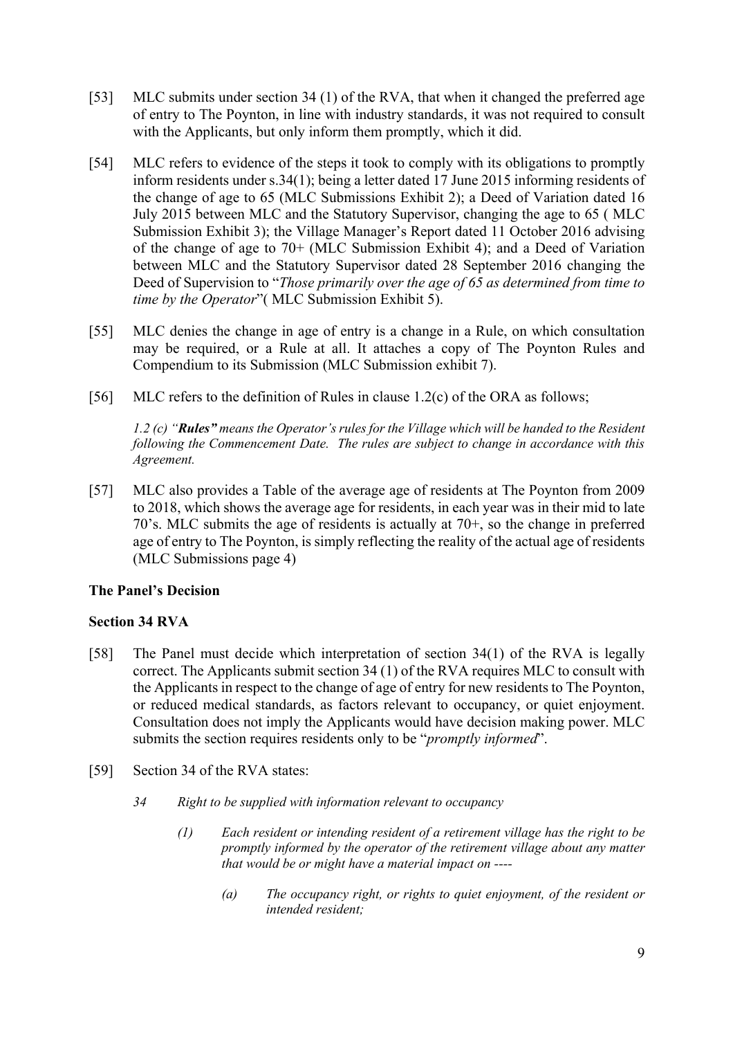[53] MLC submits under section 34 (1) of the RVA, that when it changed the preferred age of entry to The Poynton, in line with industry standards, it was not required to consult with the Applicants, but only inform them promptly, which it did.

[54] MLC refers to evidence of the steps it took to comply with its obligations to promptly inform residents under s.34(1); being a letter dated 17 June 2015 informing residents of the change of age to 65 (MLC Submissions Exhibit 2); a Deed of Variation dated 16 July 2015 between MLC and the Statutory Supervisor, changing the age to 65 ( MLC Submission Exhibit 3); the Village Manager's Report dated 11 October 2016 advising of the change of age to 70+ (MLC Submission Exhibit 4); and a Deed of Variation between MLC and the Statutory Supervisor dated 28 September 2016 changing the Deed of Supervision to "*Those primarily over the age of 65 as determined from time to time by the Operator*"( MLC Submission Exhibit 5).

[55] MLC denies the change in age of entry is a change in a Rule, on which consultation may be required, or a Rule at all. It attaches a copy of The Poynton Rules and Compendium to its Submission (MLC Submission exhibit 7).

[56] MLC refers to the definition of Rules in clause 1.2(c) of the ORA as follows;

> *1.2 (c) "**Rules**" means the Operator's rules for the Village which will be handed to the Resident following the Commencement Date. The rules are subject to change in accordance with this Agreement.*

[57] MLC also provides a Table of the average age of residents at The Poynton from 2009 to 2018, which shows the average age for residents, in each year was in their mid to late 70's. MLC submits the age of residents is actually at 70+, so the change in preferred age of entry to The Poynton, is simply reflecting the reality of the actual age of residents (MLC Submissions page 4)

**The Panel's Decision**

**Section 34 RVA**

[58] The Panel must decide which interpretation of section 34(1) of the RVA is legally correct. The Applicants submit section 34 (1) of the RVA requires MLC to consult with the Applicants in respect to the change of age of entry for new residents to The Poynton, or reduced medical standards, as factors relevant to occupancy, or quiet enjoyment. Consultation does not imply the Applicants would have decision making power. MLC submits the section requires residents only to be "*promptly informed*".

[59] Section 34 of the RVA states:

> *34 Right to be supplied with information relevant to occupancy*
>
> > *(1) Each resident or intending resident of a retirement village has the right to be promptly informed by the operator of the retirement village about any matter that would be or might have a material impact on ----*
> >
> > > *(a) The occupancy right, or rights to quiet enjoyment, of the resident or intended resident;*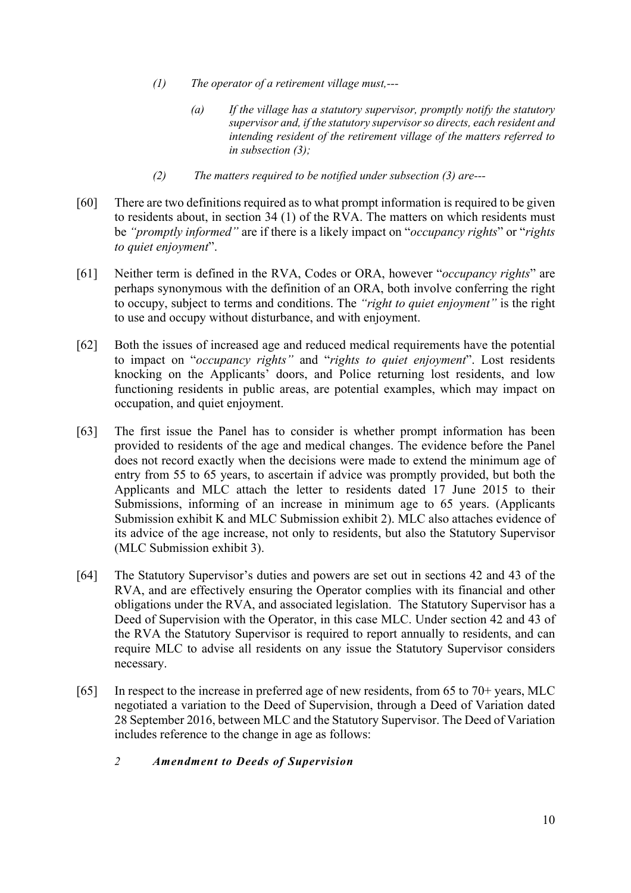> *(1) The operator of a retirement village must,---*
>
> > *(a) If the village has a statutory supervisor, promptly notify the statutory supervisor and, if the statutory supervisor so directs, each resident and intending resident of the retirement village of the matters referred to in subsection (3);*
>
> *(2) The matters required to be notified under subsection (3) are---*

[60] There are two definitions required as to what prompt information is required to be given to residents about, in section 34 (1) of the RVA. The matters on which residents must be *"promptly informed"* are if there is a likely impact on "*occupancy rights*" or "*rights to quiet enjoyment*".

[61] Neither term is defined in the RVA, Codes or ORA, however "*occupancy rights*" are perhaps synonymous with the definition of an ORA, both involve conferring the right to occupy, subject to terms and conditions. The *"right to quiet enjoyment"* is the right to use and occupy without disturbance, and with enjoyment.

[62] Both the issues of increased age and reduced medical requirements have the potential to impact on "*occupancy rights"* and "*rights to quiet enjoyment*". Lost residents knocking on the Applicants' doors, and Police returning lost residents, and low functioning residents in public areas, are potential examples, which may impact on occupation, and quiet enjoyment.

[63] The first issue the Panel has to consider is whether prompt information has been provided to residents of the age and medical changes. The evidence before the Panel does not record exactly when the decisions were made to extend the minimum age of entry from 55 to 65 years, to ascertain if advice was promptly provided, but both the Applicants and MLC attach the letter to residents dated 17 June 2015 to their Submissions, informing of an increase in minimum age to 65 years. (Applicants Submission exhibit K and MLC Submission exhibit 2). MLC also attaches evidence of its advice of the age increase, not only to residents, but also the Statutory Supervisor (MLC Submission exhibit 3).

[64] The Statutory Supervisor's duties and powers are set out in sections 42 and 43 of the RVA, and are effectively ensuring the Operator complies with its financial and other obligations under the RVA, and associated legislation. The Statutory Supervisor has a Deed of Supervision with the Operator, in this case MLC. Under section 42 and 43 of the RVA the Statutory Supervisor is required to report annually to residents, and can require MLC to advise all residents on any issue the Statutory Supervisor considers necessary.

[65] In respect to the increase in preferred age of new residents, from 65 to 70+ years, MLC negotiated a variation to the Deed of Supervision, through a Deed of Variation dated 28 September 2016, between MLC and the Statutory Supervisor. The Deed of Variation includes reference to the change in age as follows:

> *2* ***Amendment to Deeds of Supervision***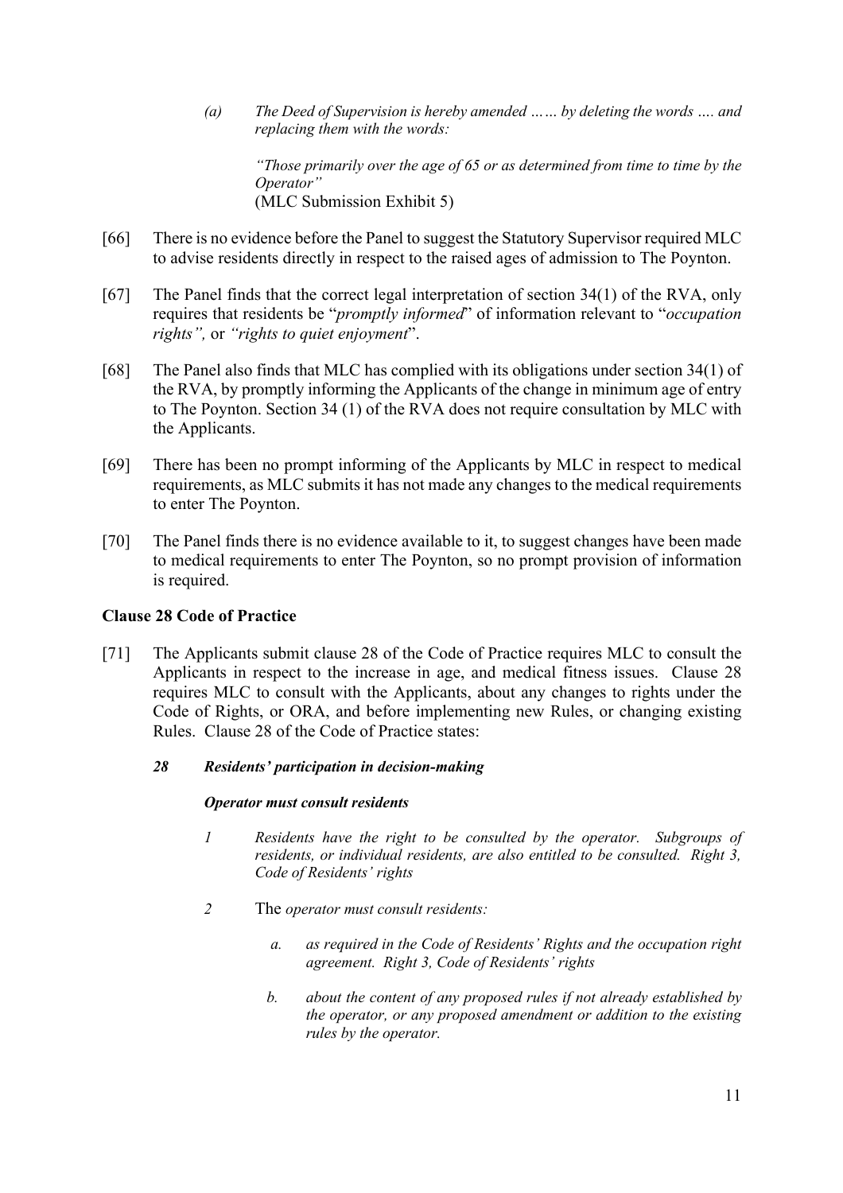> *(a) The Deed of Supervision is hereby amended …… by deleting the words …. and replacing them with the words:*
>
> *"Those primarily over the age of 65 or as determined from time to time by the Operator"*
> (MLC Submission Exhibit 5)

[66] There is no evidence before the Panel to suggest the Statutory Supervisor required MLC to advise residents directly in respect to the raised ages of admission to The Poynton.

[67] The Panel finds that the correct legal interpretation of section 34(1) of the RVA, only requires that residents be "*promptly informed*" of information relevant to "*occupation rights",* or *"rights to quiet enjoyment*".

[68] The Panel also finds that MLC has complied with its obligations under section 34(1) of the RVA, by promptly informing the Applicants of the change in minimum age of entry to The Poynton. Section 34 (1) of the RVA does not require consultation by MLC with the Applicants.

[69] There has been no prompt informing of the Applicants by MLC in respect to medical requirements, as MLC submits it has not made any changes to the medical requirements to enter The Poynton.

[70] The Panel finds there is no evidence available to it, to suggest changes have been made to medical requirements to enter The Poynton, so no prompt provision of information is required.

### Clause 28 Code of Practice

[71] The Applicants submit clause 28 of the Code of Practice requires MLC to consult the Applicants in respect to the increase in age, and medical fitness issues. Clause 28 requires MLC to consult with the Applicants, about any changes to rights under the Code of Rights, or ORA, and before implementing new Rules, or changing existing Rules. Clause 28 of the Code of Practice states:

> ***28 Residents' participation in decision-making***
>
> ***Operator must consult residents***
>
> *1 Residents have the right to be consulted by the operator. Subgroups of residents, or individual residents, are also entitled to be consulted. Right 3, Code of Residents' rights*
>
> *2* The *operator must consult residents:*
>
> > *a. as required in the Code of Residents' Rights and the occupation right agreement. Right 3, Code of Residents' rights*
> >
> > *b. about the content of any proposed rules if not already established by the operator, or any proposed amendment or addition to the existing rules by the operator.*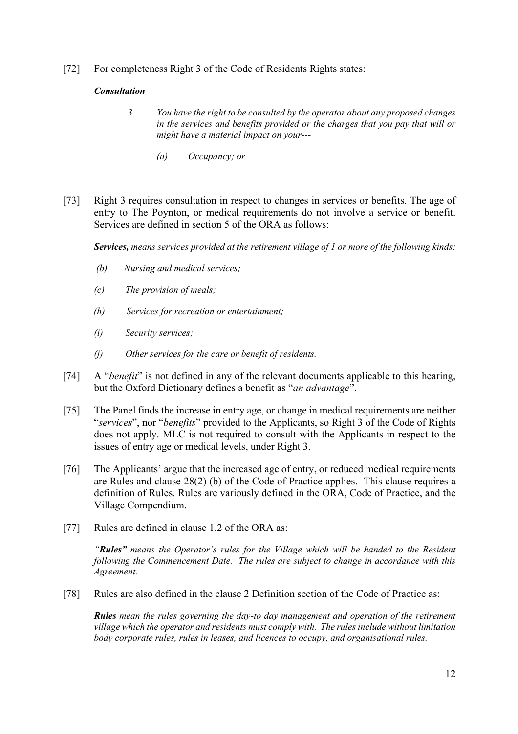[72] For completeness Right 3 of the Code of Residents Rights states:

***Consultation***

> *3 You have the right to be consulted by the operator about any proposed changes in the services and benefits provided or the charges that you pay that will or might have a material impact on your---*
>
> *(a) Occupancy; or*

[73] Right 3 requires consultation in respect to changes in services or benefits. The age of entry to The Poynton, or medical requirements do not involve a service or benefit. Services are defined in section 5 of the ORA as follows:

***Services,*** *means services provided at the retirement village of 1 or more of the following kinds:*

- *(b) Nursing and medical services;*
- *(c) The provision of meals;*
- *(h) Services for recreation or entertainment;*
- *(i) Security services;*
- *(j) Other services for the care or benefit of residents.*

[74] A "*benefit*" is not defined in any of the relevant documents applicable to this hearing, but the Oxford Dictionary defines a benefit as "*an advantage*".

[75] The Panel finds the increase in entry age, or change in medical requirements are neither "*services*", nor "*benefits*" provided to the Applicants, so Right 3 of the Code of Rights does not apply. MLC is not required to consult with the Applicants in respect to the issues of entry age or medical levels, under Right 3.

[76] The Applicants' argue that the increased age of entry, or reduced medical requirements are Rules and clause 28(2) (b) of the Code of Practice applies. This clause requires a definition of Rules. Rules are variously defined in the ORA, Code of Practice, and the Village Compendium.

[77] Rules are defined in clause 1.2 of the ORA as:

> *"**Rules"** means the Operator's rules for the Village which will be handed to the Resident following the Commencement Date. The rules are subject to change in accordance with this Agreement.*

[78] Rules are also defined in the clause 2 Definition section of the Code of Practice as:

> ***Rules*** *mean the rules governing the day-to day management and operation of the retirement village which the operator and residents must comply with. The rules include without limitation body corporate rules, rules in leases, and licences to occupy, and organisational rules.*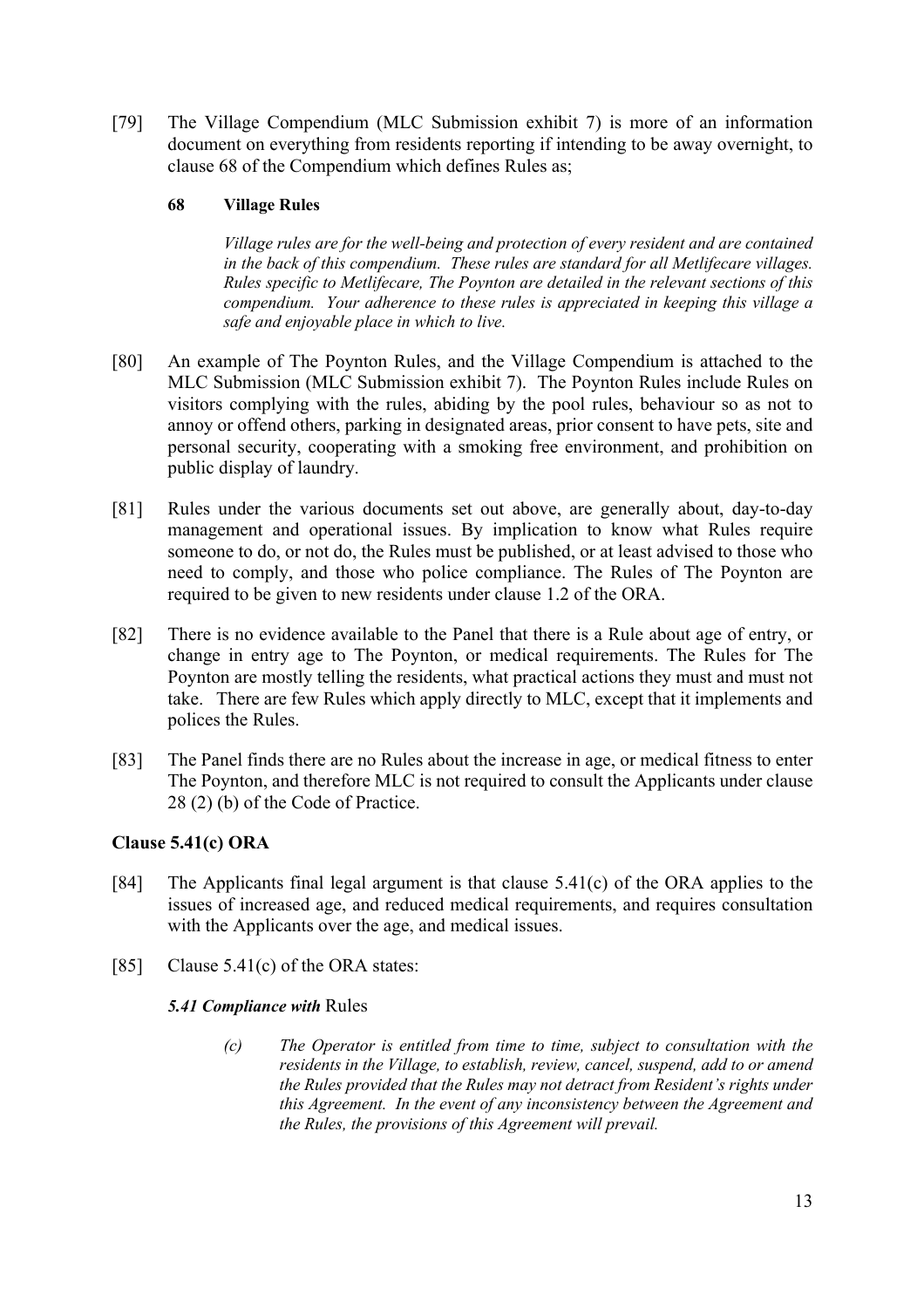[79] The Village Compendium (MLC Submission exhibit 7) is more of an information document on everything from residents reporting if intending to be away overnight, to clause 68 of the Compendium which defines Rules as;

> **68 Village Rules**
>
> *Village rules are for the well-being and protection of every resident and are contained in the back of this compendium. These rules are standard for all Metlifecare villages. Rules specific to Metlifecare, The Poynton are detailed in the relevant sections of this compendium. Your adherence to these rules is appreciated in keeping this village a safe and enjoyable place in which to live.*

[80] An example of The Poynton Rules, and the Village Compendium is attached to the MLC Submission (MLC Submission exhibit 7). The Poynton Rules include Rules on visitors complying with the rules, abiding by the pool rules, behaviour so as not to annoy or offend others, parking in designated areas, prior consent to have pets, site and personal security, cooperating with a smoking free environment, and prohibition on public display of laundry.

[81] Rules under the various documents set out above, are generally about, day-to-day management and operational issues. By implication to know what Rules require someone to do, or not do, the Rules must be published, or at least advised to those who need to comply, and those who police compliance. The Rules of The Poynton are required to be given to new residents under clause 1.2 of the ORA.

[82] There is no evidence available to the Panel that there is a Rule about age of entry, or change in entry age to The Poynton, or medical requirements. The Rules for The Poynton are mostly telling the residents, what practical actions they must and must not take. There are few Rules which apply directly to MLC, except that it implements and polices the Rules.

[83] The Panel finds there are no Rules about the increase in age, or medical fitness to enter The Poynton, and therefore MLC is not required to consult the Applicants under clause 28 (2) (b) of the Code of Practice.

## Clause 5.41(c) ORA

[84] The Applicants final legal argument is that clause 5.41(c) of the ORA applies to the issues of increased age, and reduced medical requirements, and requires consultation with the Applicants over the age, and medical issues.

[85] Clause 5.41(c) of the ORA states:

> ***5.41 Compliance with*** Rules
>
> *(c) The Operator is entitled from time to time, subject to consultation with the residents in the Village, to establish, review, cancel, suspend, add to or amend the Rules provided that the Rules may not detract from Resident's rights under this Agreement. In the event of any inconsistency between the Agreement and the Rules, the provisions of this Agreement will prevail.*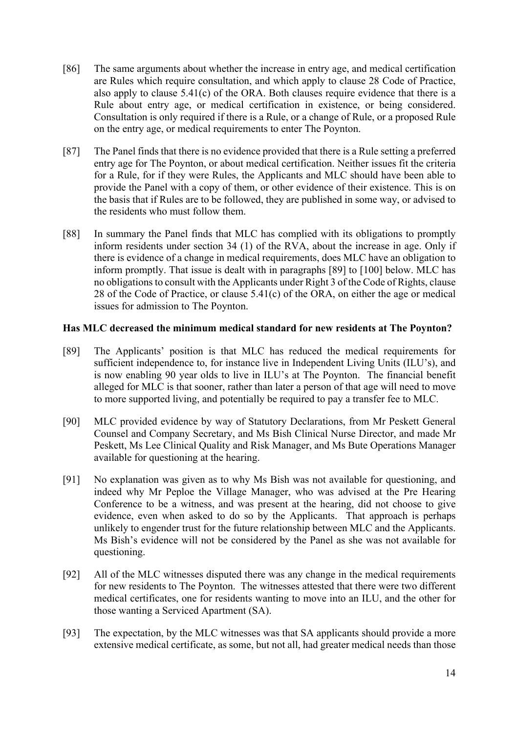[86] The same arguments about whether the increase in entry age, and medical certification are Rules which require consultation, and which apply to clause 28 Code of Practice, also apply to clause 5.41(c) of the ORA. Both clauses require evidence that there is a Rule about entry age, or medical certification in existence, or being considered. Consultation is only required if there is a Rule, or a change of Rule, or a proposed Rule on the entry age, or medical requirements to enter The Poynton.

[87] The Panel finds that there is no evidence provided that there is a Rule setting a preferred entry age for The Poynton, or about medical certification. Neither issues fit the criteria for a Rule, for if they were Rules, the Applicants and MLC should have been able to provide the Panel with a copy of them, or other evidence of their existence. This is on the basis that if Rules are to be followed, they are published in some way, or advised to the residents who must follow them.

[88] In summary the Panel finds that MLC has complied with its obligations to promptly inform residents under section 34 (1) of the RVA, about the increase in age. Only if there is evidence of a change in medical requirements, does MLC have an obligation to inform promptly. That issue is dealt with in paragraphs [89] to [100] below. MLC has no obligations to consult with the Applicants under Right 3 of the Code of Rights, clause 28 of the Code of Practice, or clause 5.41(c) of the ORA, on either the age or medical issues for admission to The Poynton.

**Has MLC decreased the minimum medical standard for new residents at The Poynton?**

[89] The Applicants' position is that MLC has reduced the medical requirements for sufficient independence to, for instance live in Independent Living Units (ILU's), and is now enabling 90 year olds to live in ILU's at The Poynton. The financial benefit alleged for MLC is that sooner, rather than later a person of that age will need to move to more supported living, and potentially be required to pay a transfer fee to MLC.

[90] MLC provided evidence by way of Statutory Declarations, from Mr Peskett General Counsel and Company Secretary, and Ms Bish Clinical Nurse Director, and made Mr Peskett, Ms Lee Clinical Quality and Risk Manager, and Ms Bute Operations Manager available for questioning at the hearing.

[91] No explanation was given as to why Ms Bish was not available for questioning, and indeed why Mr Peploe the Village Manager, who was advised at the Pre Hearing Conference to be a witness, and was present at the hearing, did not choose to give evidence, even when asked to do so by the Applicants. That approach is perhaps unlikely to engender trust for the future relationship between MLC and the Applicants. Ms Bish's evidence will not be considered by the Panel as she was not available for questioning.

[92] All of the MLC witnesses disputed there was any change in the medical requirements for new residents to The Poynton. The witnesses attested that there were two different medical certificates, one for residents wanting to move into an ILU, and the other for those wanting a Serviced Apartment (SA).

[93] The expectation, by the MLC witnesses was that SA applicants should provide a more extensive medical certificate, as some, but not all, had greater medical needs than those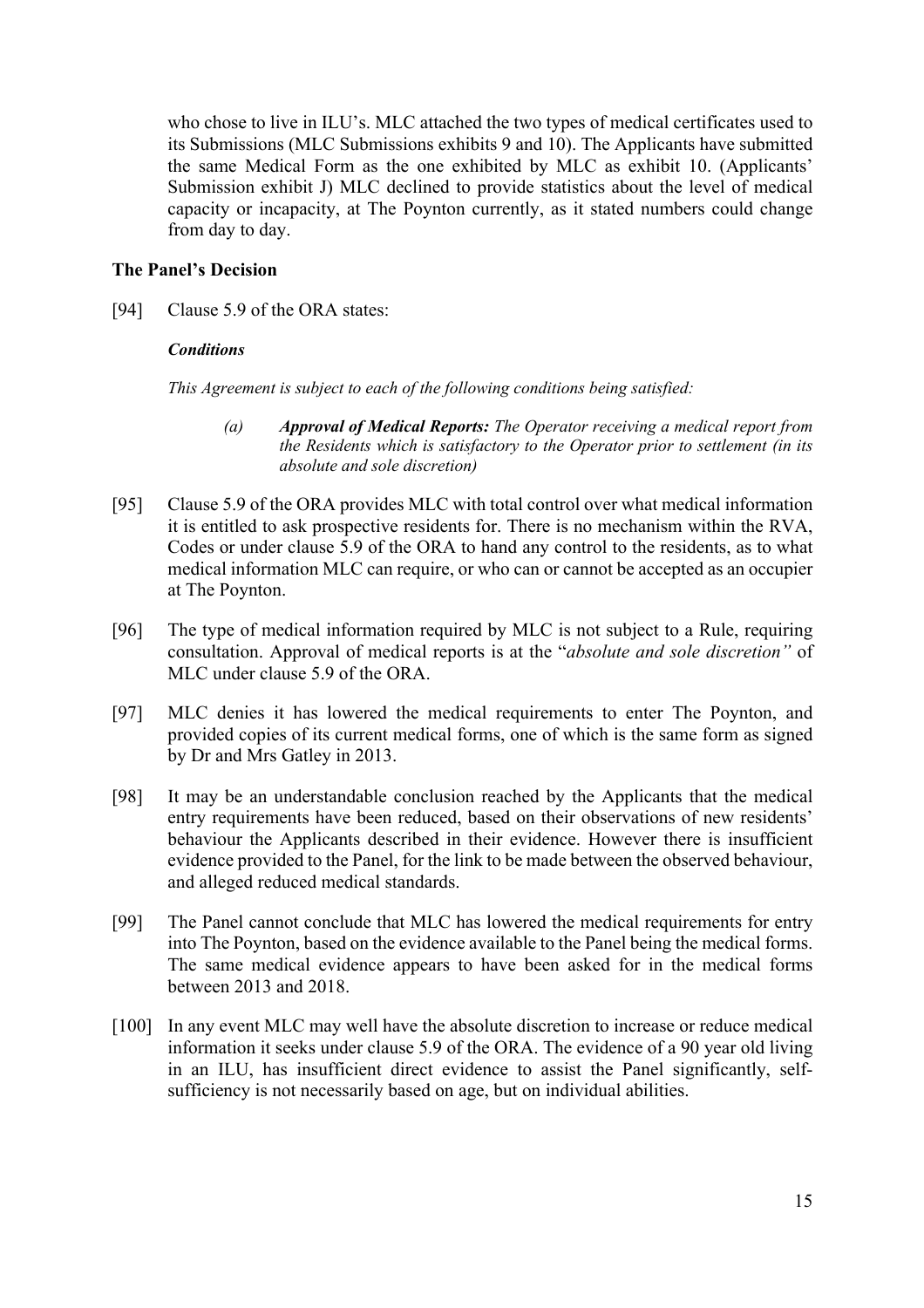who chose to live in ILU's. MLC attached the two types of medical certificates used to its Submissions (MLC Submissions exhibits 9 and 10). The Applicants have submitted the same Medical Form as the one exhibited by MLC as exhibit 10. (Applicants' Submission exhibit J) MLC declined to provide statistics about the level of medical capacity or incapacity, at The Poynton currently, as it stated numbers could change from day to day.

**The Panel's Decision**

[94] Clause 5.9 of the ORA states:

> ***Conditions***
>
> *This Agreement is subject to each of the following conditions being satisfied:*
>
> > *(a)* ***Approval of Medical Reports:*** *The Operator receiving a medical report from the Residents which is satisfactory to the Operator prior to settlement (in its absolute and sole discretion)*

[95] Clause 5.9 of the ORA provides MLC with total control over what medical information it is entitled to ask prospective residents for. There is no mechanism within the RVA, Codes or under clause 5.9 of the ORA to hand any control to the residents, as to what medical information MLC can require, or who can or cannot be accepted as an occupier at The Poynton.

[96] The type of medical information required by MLC is not subject to a Rule, requiring consultation. Approval of medical reports is at the "*absolute and sole discretion"* of MLC under clause 5.9 of the ORA.

[97] MLC denies it has lowered the medical requirements to enter The Poynton, and provided copies of its current medical forms, one of which is the same form as signed by Dr and Mrs Gatley in 2013.

[98] It may be an understandable conclusion reached by the Applicants that the medical entry requirements have been reduced, based on their observations of new residents' behaviour the Applicants described in their evidence. However there is insufficient evidence provided to the Panel, for the link to be made between the observed behaviour, and alleged reduced medical standards.

[99] The Panel cannot conclude that MLC has lowered the medical requirements for entry into The Poynton, based on the evidence available to the Panel being the medical forms. The same medical evidence appears to have been asked for in the medical forms between 2013 and 2018.

[100] In any event MLC may well have the absolute discretion to increase or reduce medical information it seeks under clause 5.9 of the ORA. The evidence of a 90 year old living in an ILU, has insufficient direct evidence to assist the Panel significantly, self-sufficiency is not necessarily based on age, but on individual abilities.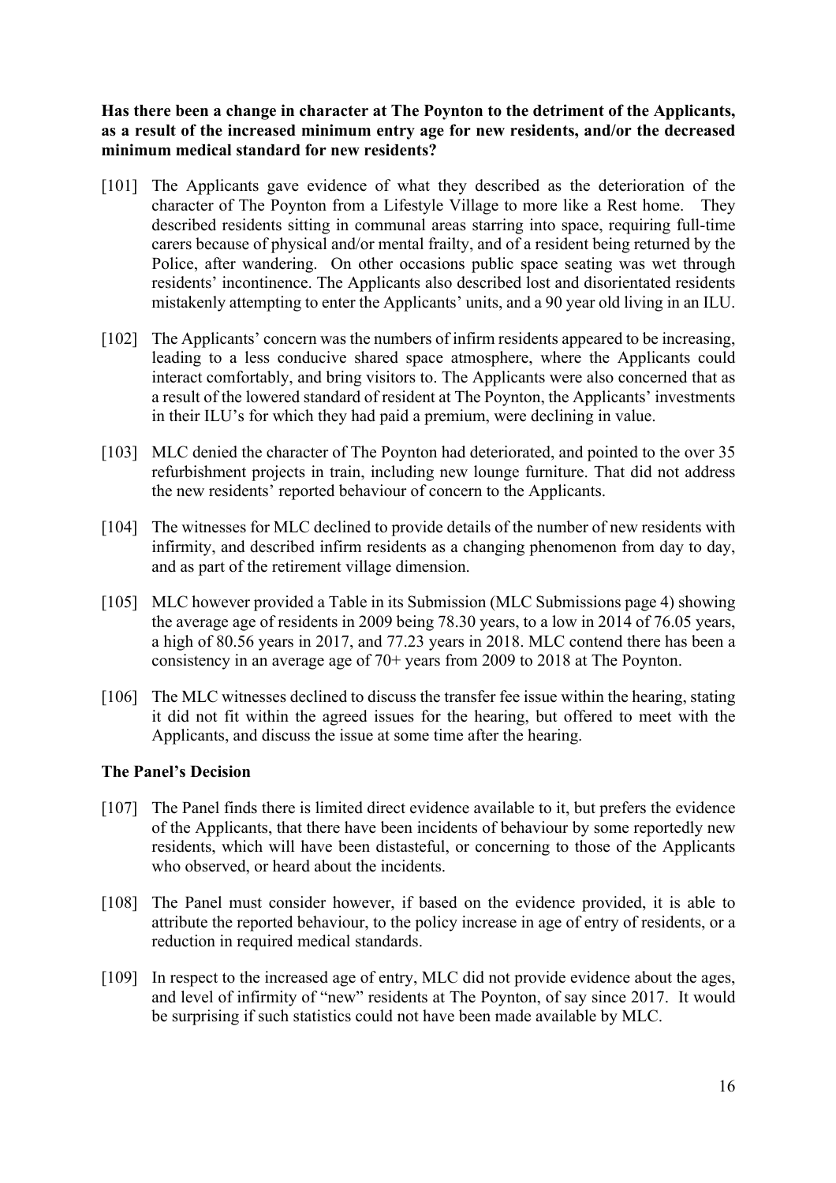**Has there been a change in character at The Poynton to the detriment of the Applicants, as a result of the increased minimum entry age for new residents, and/or the decreased minimum medical standard for new residents?**

[101] The Applicants gave evidence of what they described as the deterioration of the character of The Poynton from a Lifestyle Village to more like a Rest home. They described residents sitting in communal areas starring into space, requiring full-time carers because of physical and/or mental frailty, and of a resident being returned by the Police, after wandering. On other occasions public space seating was wet through residents' incontinence. The Applicants also described lost and disorientated residents mistakenly attempting to enter the Applicants' units, and a 90 year old living in an ILU.

[102] The Applicants' concern was the numbers of infirm residents appeared to be increasing, leading to a less conducive shared space atmosphere, where the Applicants could interact comfortably, and bring visitors to. The Applicants were also concerned that as a result of the lowered standard of resident at The Poynton, the Applicants' investments in their ILU's for which they had paid a premium, were declining in value.

[103] MLC denied the character of The Poynton had deteriorated, and pointed to the over 35 refurbishment projects in train, including new lounge furniture. That did not address the new residents' reported behaviour of concern to the Applicants.

[104] The witnesses for MLC declined to provide details of the number of new residents with infirmity, and described infirm residents as a changing phenomenon from day to day, and as part of the retirement village dimension.

[105] MLC however provided a Table in its Submission (MLC Submissions page 4) showing the average age of residents in 2009 being 78.30 years, to a low in 2014 of 76.05 years, a high of 80.56 years in 2017, and 77.23 years in 2018. MLC contend there has been a consistency in an average age of 70+ years from 2009 to 2018 at The Poynton.

[106] The MLC witnesses declined to discuss the transfer fee issue within the hearing, stating it did not fit within the agreed issues for the hearing, but offered to meet with the Applicants, and discuss the issue at some time after the hearing.

**The Panel's Decision**

[107] The Panel finds there is limited direct evidence available to it, but prefers the evidence of the Applicants, that there have been incidents of behaviour by some reportedly new residents, which will have been distasteful, or concerning to those of the Applicants who observed, or heard about the incidents.

[108] The Panel must consider however, if based on the evidence provided, it is able to attribute the reported behaviour, to the policy increase in age of entry of residents, or a reduction in required medical standards.

[109] In respect to the increased age of entry, MLC did not provide evidence about the ages, and level of infirmity of "new" residents at The Poynton, of say since 2017. It would be surprising if such statistics could not have been made available by MLC.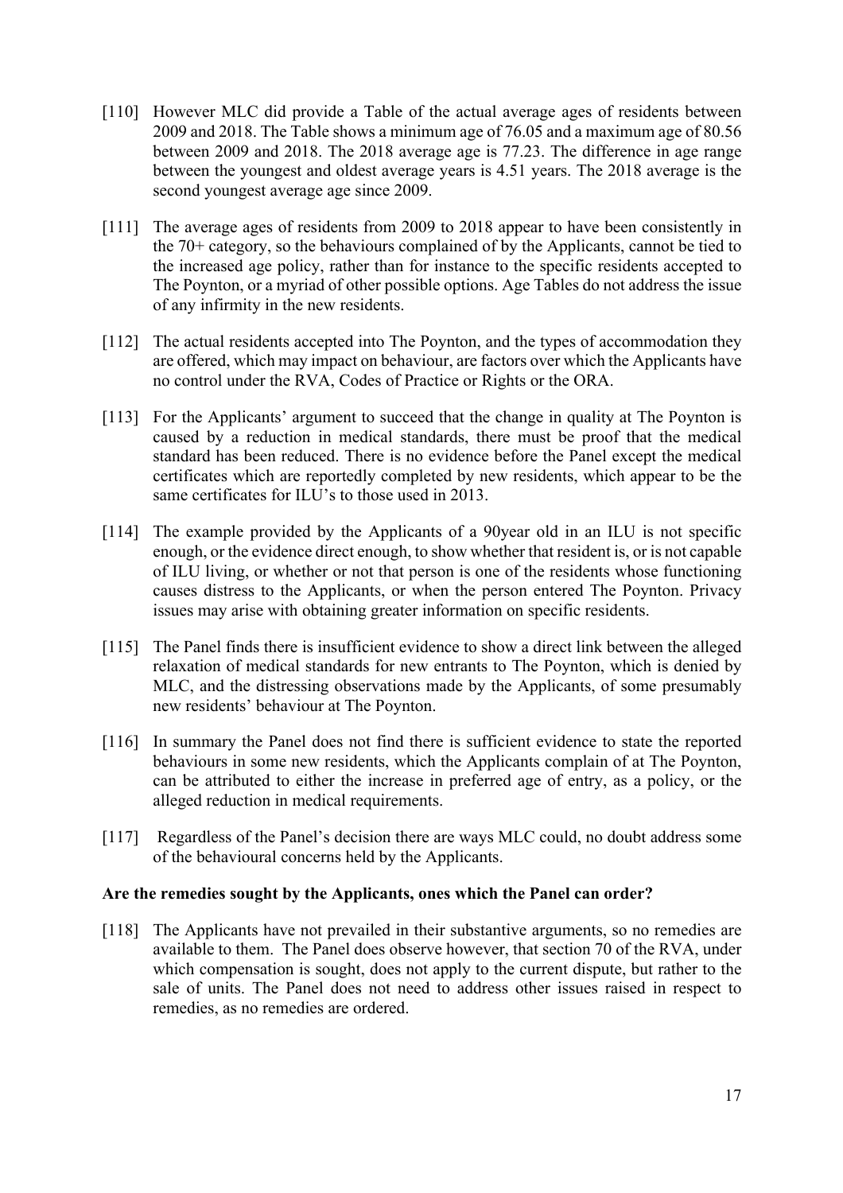[110] However MLC did provide a Table of the actual average ages of residents between 2009 and 2018. The Table shows a minimum age of 76.05 and a maximum age of 80.56 between 2009 and 2018. The 2018 average age is 77.23. The difference in age range between the youngest and oldest average years is 4.51 years. The 2018 average is the second youngest average age since 2009.

[111] The average ages of residents from 2009 to 2018 appear to have been consistently in the 70+ category, so the behaviours complained of by the Applicants, cannot be tied to the increased age policy, rather than for instance to the specific residents accepted to The Poynton, or a myriad of other possible options. Age Tables do not address the issue of any infirmity in the new residents.

[112] The actual residents accepted into The Poynton, and the types of accommodation they are offered, which may impact on behaviour, are factors over which the Applicants have no control under the RVA, Codes of Practice or Rights or the ORA.

[113] For the Applicants' argument to succeed that the change in quality at The Poynton is caused by a reduction in medical standards, there must be proof that the medical standard has been reduced. There is no evidence before the Panel except the medical certificates which are reportedly completed by new residents, which appear to be the same certificates for ILU's to those used in 2013.

[114] The example provided by the Applicants of a 90year old in an ILU is not specific enough, or the evidence direct enough, to show whether that resident is, or is not capable of ILU living, or whether or not that person is one of the residents whose functioning causes distress to the Applicants, or when the person entered The Poynton. Privacy issues may arise with obtaining greater information on specific residents.

[115] The Panel finds there is insufficient evidence to show a direct link between the alleged relaxation of medical standards for new entrants to The Poynton, which is denied by MLC, and the distressing observations made by the Applicants, of some presumably new residents' behaviour at The Poynton.

[116] In summary the Panel does not find there is sufficient evidence to state the reported behaviours in some new residents, which the Applicants complain of at The Poynton, can be attributed to either the increase in preferred age of entry, as a policy, or the alleged reduction in medical requirements.

[117] Regardless of the Panel's decision there are ways MLC could, no doubt address some of the behavioural concerns held by the Applicants.

**Are the remedies sought by the Applicants, ones which the Panel can order?**

[118] The Applicants have not prevailed in their substantive arguments, so no remedies are available to them. The Panel does observe however, that section 70 of the RVA, under which compensation is sought, does not apply to the current dispute, but rather to the sale of units. The Panel does not need to address other issues raised in respect to remedies, as no remedies are ordered.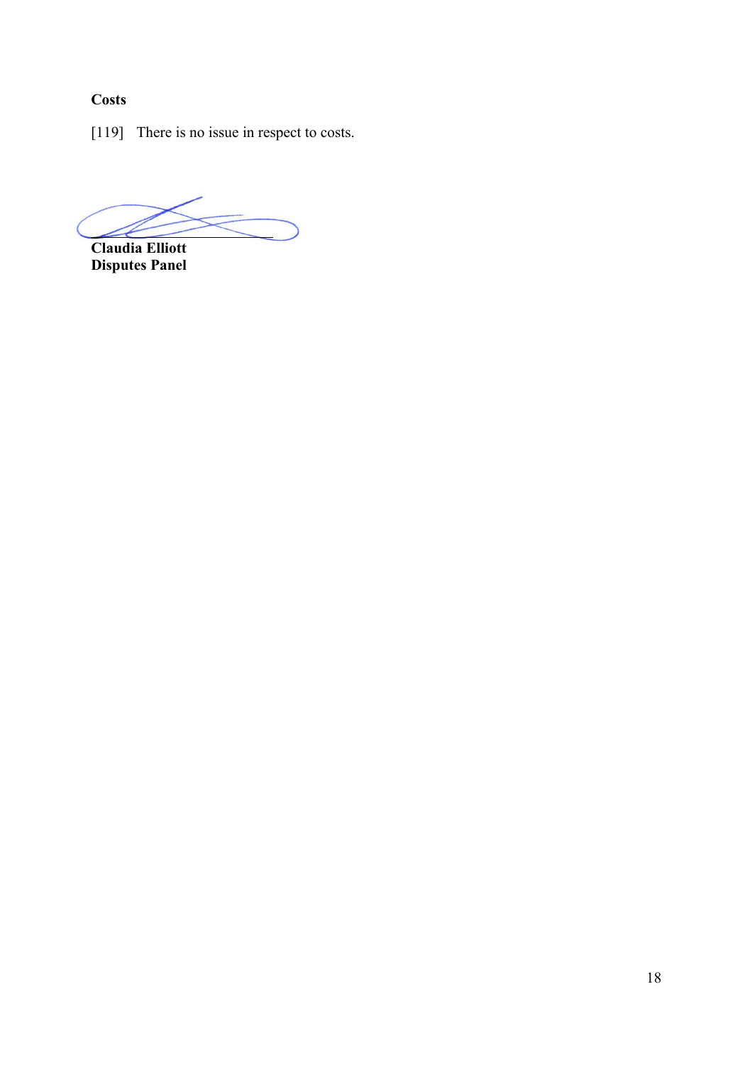**Costs**

[119] There is no issue in respect to costs.

**Claudia Elliott**
**Disputes Panel**